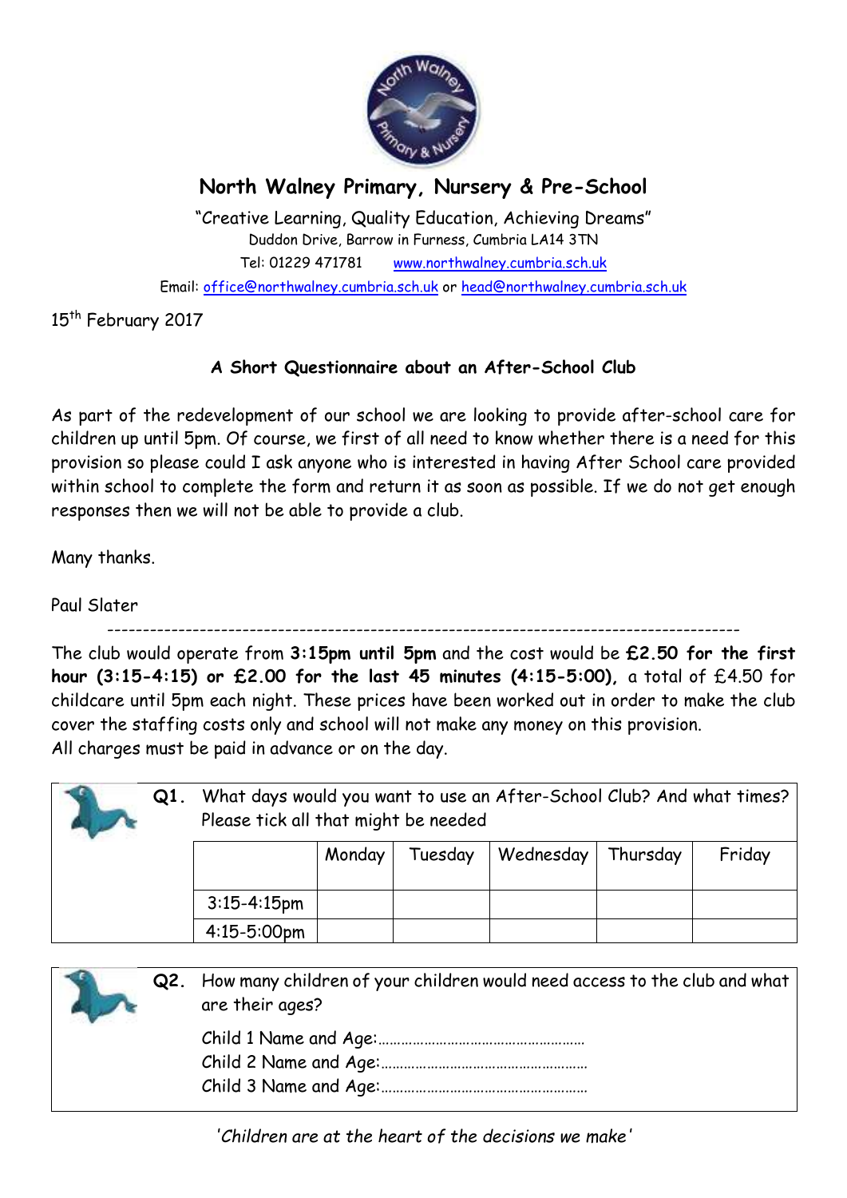# North Walney Primary, Nursery & Pre-School

"Creative Learning, Quality Education, Achieving Dreams"
Duddon Drive, Barrow in Furness, Cumbria LA14 3TN
Tel: 01229 471781 www.northwalney.cumbria.sch.uk
Email: office@northwalney.cumbria.sch.uk or head@northwalney.cumbria.sch.uk

15th February 2017

## A Short Questionnaire about an After-School Club

As part of the redevelopment of our school we are looking to provide after-school care for children up until 5pm. Of course, we first of all need to know whether there is a need for this provision so please could I ask anyone who is interested in having After School care provided within school to complete the form and return it as soon as possible. If we do not get enough responses then we will not be able to provide a club.

Many thanks.

Paul Slater

---

The club would operate from **3:15pm until 5pm** and the cost would be **£2.50 for the first hour (3:15-4:15) or £2.00 for the last 45 minutes (4:15-5:00),** a total of £4.50 for childcare until 5pm each night. These prices have been worked out in order to make the club cover the staffing costs only and school will not make any money on this provision.
All charges must be paid in advance or on the day.

**Q1.** What days would you want to use an After-School Club? And what times? Please tick all that might be needed

| | Monday | Tuesday | Wednesday | Thursday | Friday |
|---|---|---|---|---|---|
| 3:15-4:15pm | | | | | |
| 4:15-5:00pm | | | | | |

**Q2.** How many children of your children would need access to the club and what are their ages?

Child 1 Name and Age:………………………………………………
Child 2 Name and Age:………………………………………………
Child 3 Name and Age:………………………………………………

*'Children are at the heart of the decisions we make'*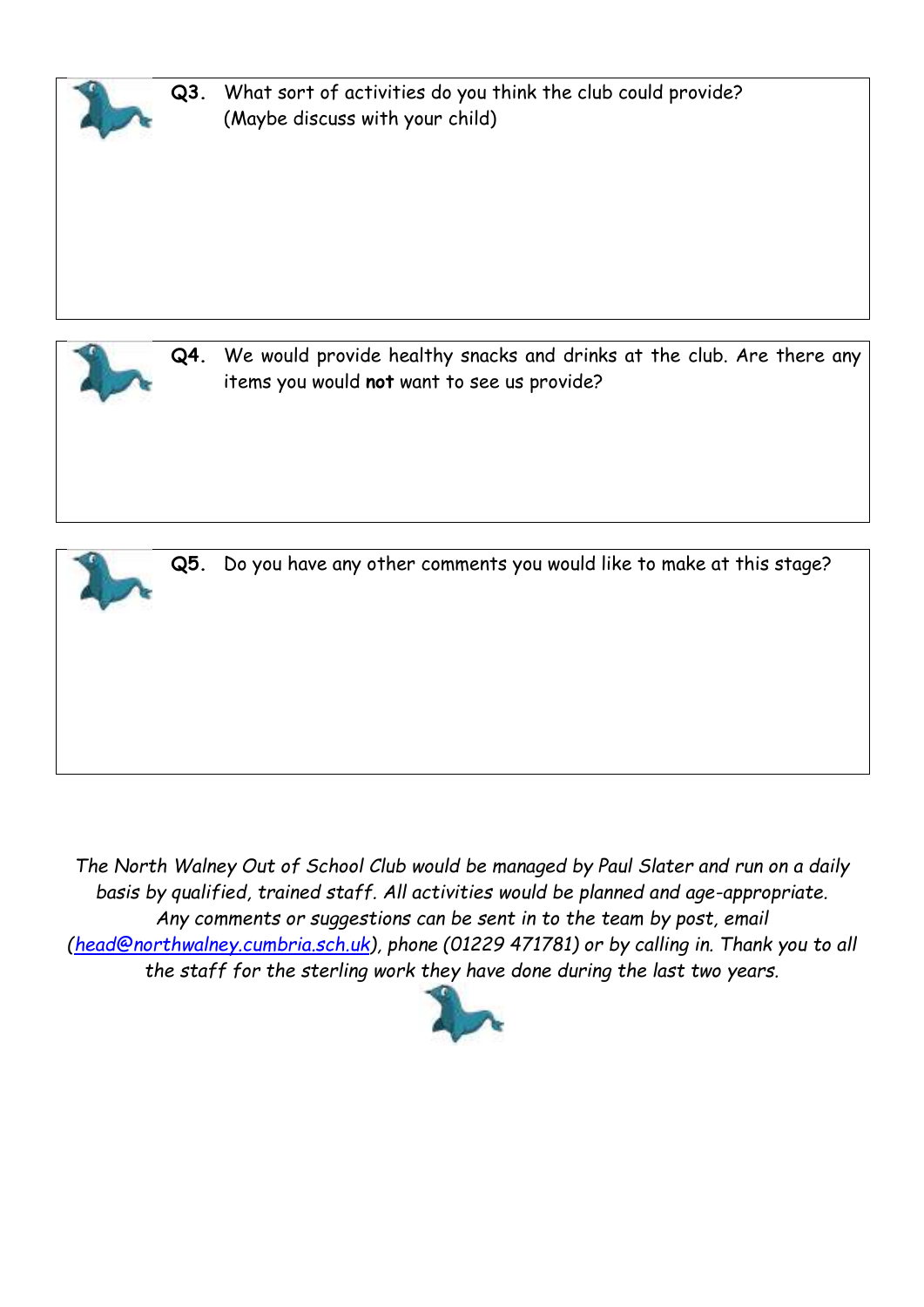**Q3.** What sort of activities do you think the club could provide? (Maybe discuss with your child)

**Q4.** We would provide healthy snacks and drinks at the club. Are there any items you would **not** want to see us provide?

**Q5.** Do you have any other comments you would like to make at this stage?

*The North Walney Out of School Club would be managed by Paul Slater and run on a daily basis by qualified, trained staff. All activities would be planned and age-appropriate. Any comments or suggestions can be sent in to the team by post, email (head@northwalney.cumbria.sch.uk), phone (01229 471781) or by calling in. Thank you to all the staff for the sterling work they have done during the last two years.*